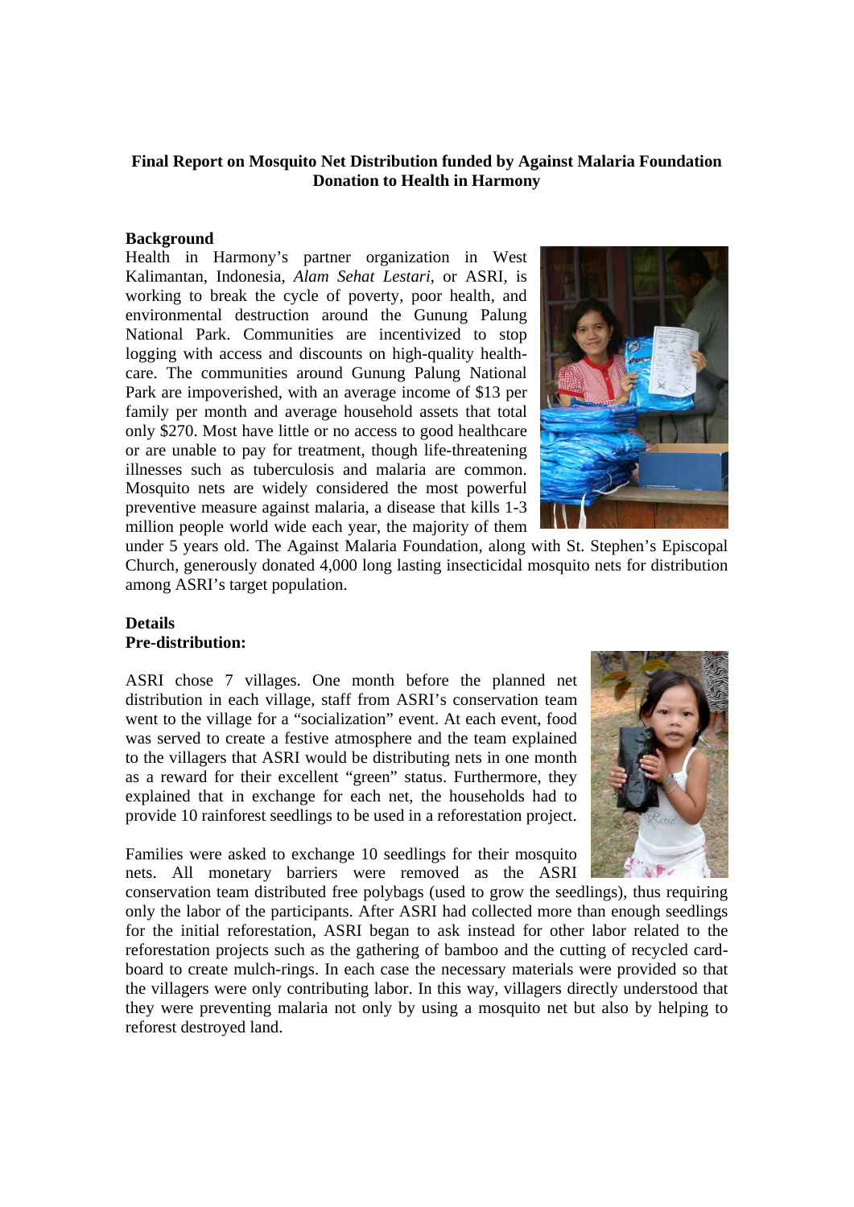**Final Report on Mosquito Net Distribution funded by Against Malaria Foundation Donation to Health in Harmony**

## Background

Health in Harmony's partner organization in West Kalimantan, Indonesia, *Alam Sehat Lestari*, or ASRI, is working to break the cycle of poverty, poor health, and environmental destruction around the Gunung Palung National Park. Communities are incentivized to stop logging with access and discounts on high-quality health-care. The communities around Gunung Palung National Park are impoverished, with an average income of $13 per family per month and average household assets that total only $270. Most have little or no access to good healthcare or are unable to pay for treatment, though life-threatening illnesses such as tuberculosis and malaria are common. Mosquito nets are widely considered the most powerful preventive measure against malaria, a disease that kills 1-3 million people world wide each year, the majority of them under 5 years old. The Against Malaria Foundation, along with St. Stephen's Episcopal Church, generously donated 4,000 long lasting insecticidal mosquito nets for distribution among ASRI's target population.

## Details

### Pre-distribution:

ASRI chose 7 villages. One month before the planned net distribution in each village, staff from ASRI's conservation team went to the village for a "socialization" event. At each event, food was served to create a festive atmosphere and the team explained to the villagers that ASRI would be distributing nets in one month as a reward for their excellent "green" status. Furthermore, they explained that in exchange for each net, the households had to provide 10 rainforest seedlings to be used in a reforestation project.

Families were asked to exchange 10 seedlings for their mosquito nets. All monetary barriers were removed as the ASRI conservation team distributed free polybags (used to grow the seedlings), thus requiring only the labor of the participants. After ASRI had collected more than enough seedlings for the initial reforestation, ASRI began to ask instead for other labor related to the reforestation projects such as the gathering of bamboo and the cutting of recycled card-board to create mulch-rings. In each case the necessary materials were provided so that the villagers were only contributing labor. In this way, villagers directly understood that they were preventing malaria not only by using a mosquito net but also by helping to reforest destroyed land.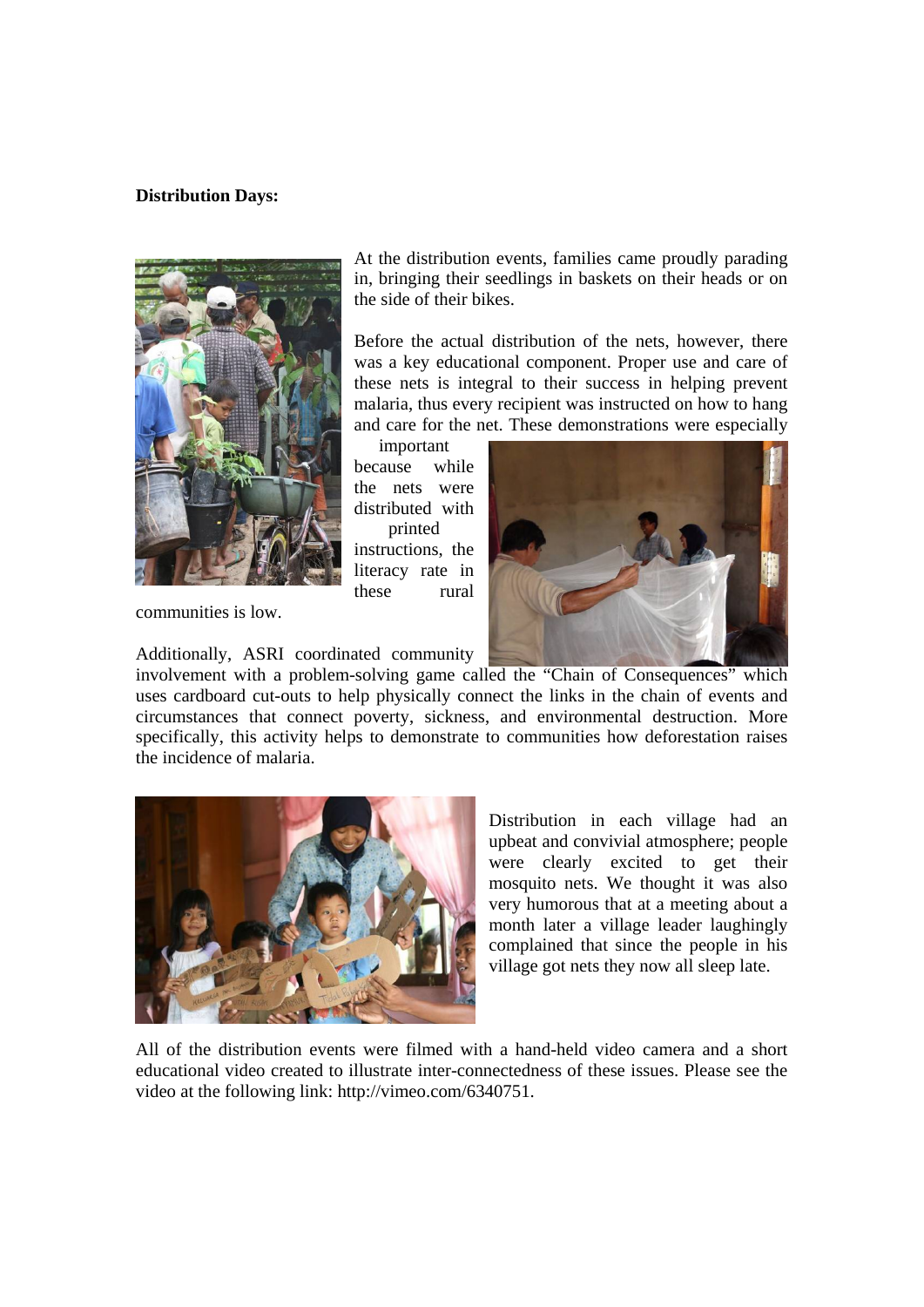**Distribution Days:**

At the distribution events, families came proudly parading in, bringing their seedlings in baskets on their heads or on the side of their bikes.

Before the actual distribution of the nets, however, there was a key educational component. Proper use and care of these nets is integral to their success in helping prevent malaria, thus every recipient was instructed on how to hang and care for the net. These demonstrations were especially important because while the nets were distributed with printed instructions, the literacy rate in these rural communities is low.

Additionally, ASRI coordinated community involvement with a problem-solving game called the "Chain of Consequences" which uses cardboard cut-outs to help physically connect the links in the chain of events and circumstances that connect poverty, sickness, and environmental destruction. More specifically, this activity helps to demonstrate to communities how deforestation raises the incidence of malaria.

Distribution in each village had an upbeat and convivial atmosphere; people were clearly excited to get their mosquito nets. We thought it was also very humorous that at a meeting about a month later a village leader laughingly complained that since the people in his village got nets they now all sleep late.

All of the distribution events were filmed with a hand-held video camera and a short educational video created to illustrate inter-connectedness of these issues. Please see the video at the following link: http://vimeo.com/6340751.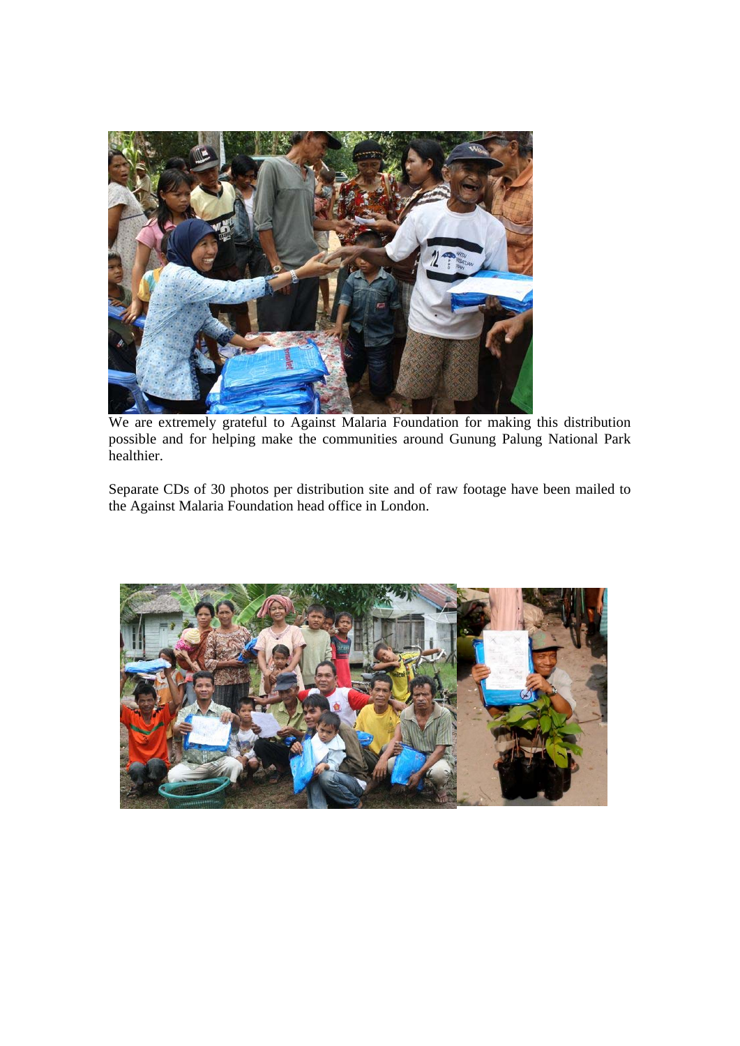We are extremely grateful to Against Malaria Foundation for making this distribution possible and for helping make the communities around Gunung Palung National Park healthier.

Separate CDs of 30 photos per distribution site and of raw footage have been mailed to the Against Malaria Foundation head office in London.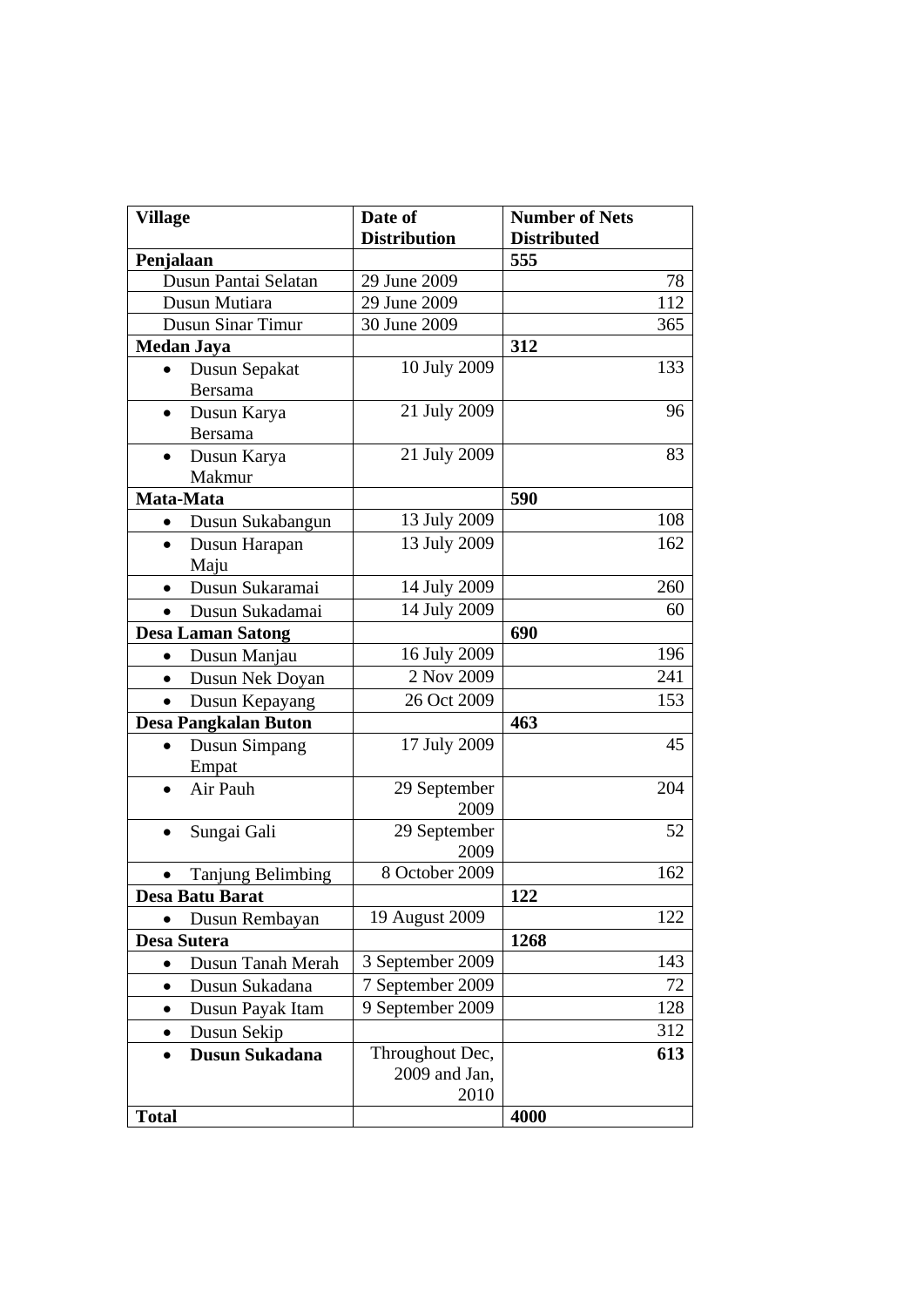| Village | Date of Distribution | Number of Nets Distributed |
|---|---|---|
| **Penjalaan** | | **555** |
| Dusun Pantai Selatan | 29 June 2009 | 78 |
| Dusun Mutiara | 29 June 2009 | 112 |
| Dusun Sinar Timur | 30 June 2009 | 365 |
| **Medan Jaya** | | **312** |
| • Dusun Sepakat Bersama | 10 July 2009 | 133 |
| • Dusun Karya Bersama | 21 July 2009 | 96 |
| • Dusun Karya Makmur | 21 July 2009 | 83 |
| **Mata-Mata** | | **590** |
| • Dusun Sukabangun | 13 July 2009 | 108 |
| • Dusun Harapan Maju | 13 July 2009 | 162 |
| • Dusun Sukaramai | 14 July 2009 | 260 |
| • Dusun Sukadamai | 14 July 2009 | 60 |
| **Desa Laman Satong** | | **690** |
| • Dusun Manjau | 16 July 2009 | 196 |
| • Dusun Nek Doyan | 2 Nov 2009 | 241 |
| • Dusun Kepayang | 26 Oct 2009 | 153 |
| **Desa Pangkalan Buton** | | **463** |
| • Dusun Simpang Empat | 17 July 2009 | 45 |
| • Air Pauh | 29 September 2009 | 204 |
| • Sungai Gali | 29 September 2009 | 52 |
| • Tanjung Belimbing | 8 October 2009 | 162 |
| **Desa Batu Barat** | | **122** |
| • Dusun Rembayan | 19 August 2009 | 122 |
| **Desa Sutera** | | **1268** |
| • Dusun Tanah Merah | 3 September 2009 | 143 |
| • Dusun Sukadana | 7 September 2009 | 72 |
| • Dusun Payak Itam | 9 September 2009 | 128 |
| • Dusun Sekip | | 312 |
| • **Dusun Sukadana** | Throughout Dec, 2009 and Jan, 2010 | **613** |
| **Total** | | **4000** |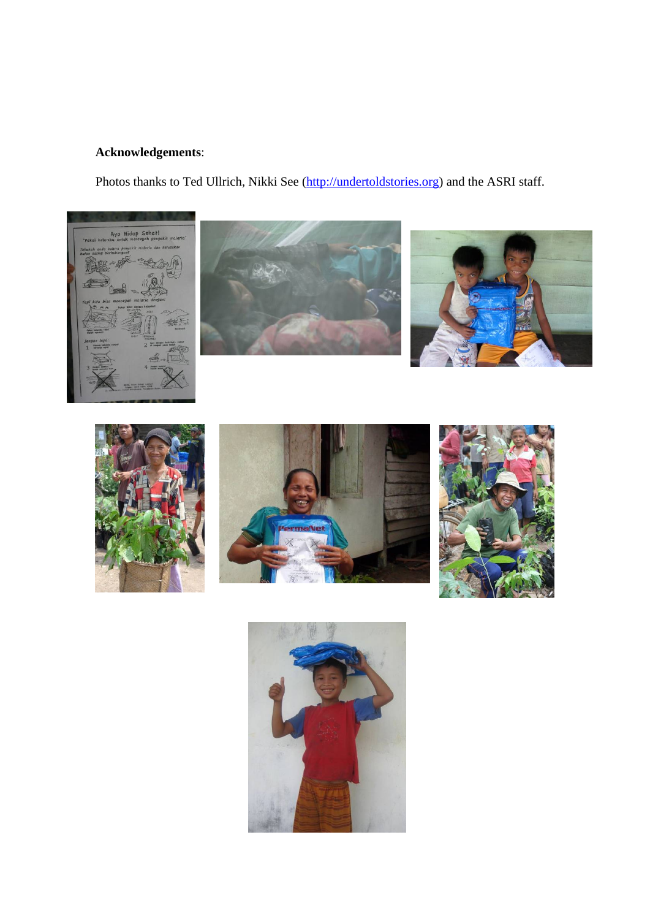**Acknowledgements**:

Photos thanks to Ted Ullrich, Nikki See (http://undertoldstories.org) and the ASRI staff.